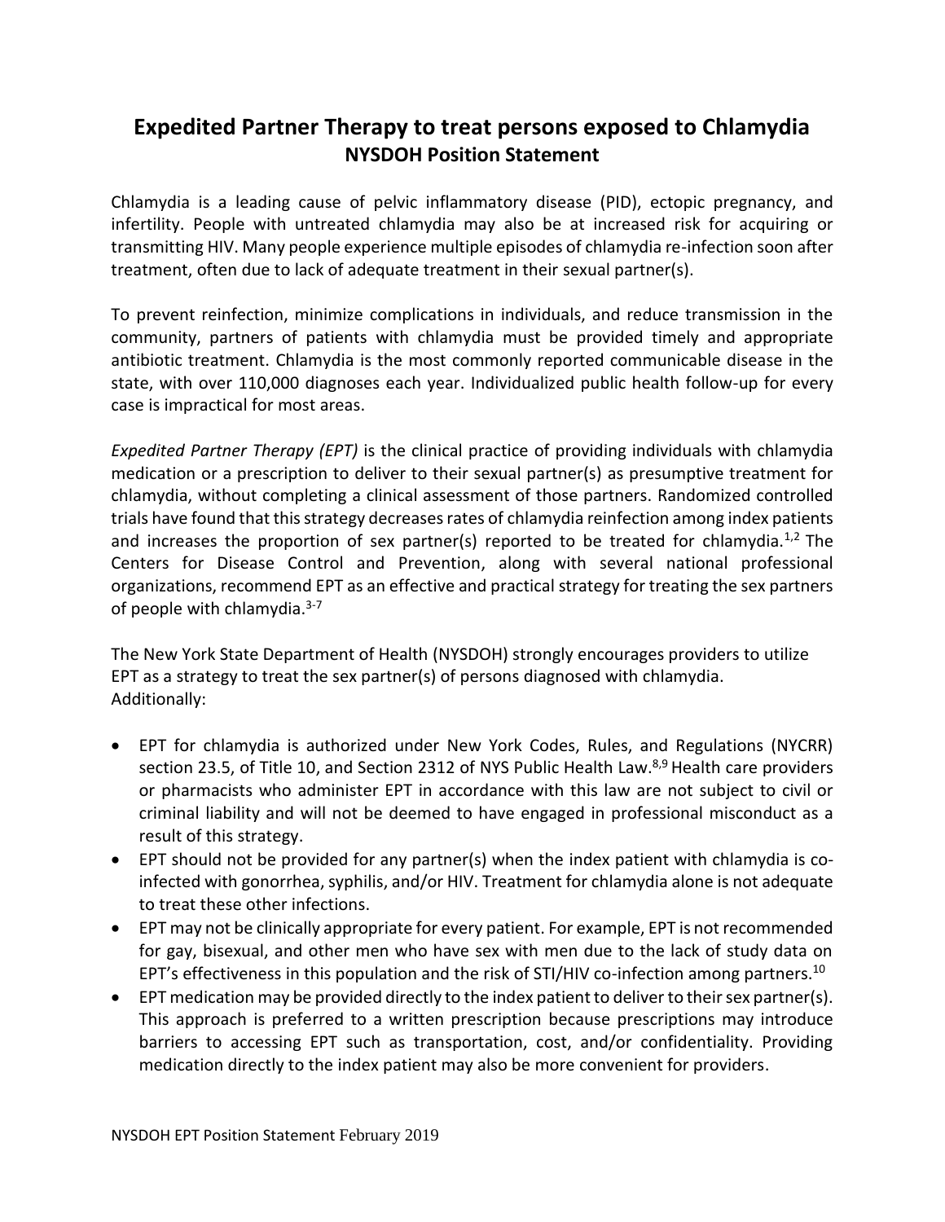# Expedited Partner Therapy to treat persons exposed to Chlamydia

## NYSDOH Position Statement

Chlamydia is a leading cause of pelvic inflammatory disease (PID), ectopic pregnancy, and infertility. People with untreated chlamydia may also be at increased risk for acquiring or transmitting HIV. Many people experience multiple episodes of chlamydia re-infection soon after treatment, often due to lack of adequate treatment in their sexual partner(s).

To prevent reinfection, minimize complications in individuals, and reduce transmission in the community, partners of patients with chlamydia must be provided timely and appropriate antibiotic treatment. Chlamydia is the most commonly reported communicable disease in the state, with over 110,000 diagnoses each year. Individualized public health follow-up for every case is impractical for most areas.

*Expedited Partner Therapy (EPT)* is the clinical practice of providing individuals with chlamydia medication or a prescription to deliver to their sexual partner(s) as presumptive treatment for chlamydia, without completing a clinical assessment of those partners. Randomized controlled trials have found that this strategy decreases rates of chlamydia reinfection among index patients and increases the proportion of sex partner(s) reported to be treated for chlamydia.[1,2] The Centers for Disease Control and Prevention, along with several national professional organizations, recommend EPT as an effective and practical strategy for treating the sex partners of people with chlamydia.[3-7]

The New York State Department of Health (NYSDOH) strongly encourages providers to utilize EPT as a strategy to treat the sex partner(s) of persons diagnosed with chlamydia. Additionally:

- EPT for chlamydia is authorized under New York Codes, Rules, and Regulations (NYCRR) section 23.5, of Title 10, and Section 2312 of NYS Public Health Law.[8,9] Health care providers or pharmacists who administer EPT in accordance with this law are not subject to civil or criminal liability and will not be deemed to have engaged in professional misconduct as a result of this strategy.
- EPT should not be provided for any partner(s) when the index patient with chlamydia is co-infected with gonorrhea, syphilis, and/or HIV. Treatment for chlamydia alone is not adequate to treat these other infections.
- EPT may not be clinically appropriate for every patient. For example, EPT is not recommended for gay, bisexual, and other men who have sex with men due to the lack of study data on EPT's effectiveness in this population and the risk of STI/HIV co-infection among partners.[10]
- EPT medication may be provided directly to the index patient to deliver to their sex partner(s). This approach is preferred to a written prescription because prescriptions may introduce barriers to accessing EPT such as transportation, cost, and/or confidentiality. Providing medication directly to the index patient may also be more convenient for providers.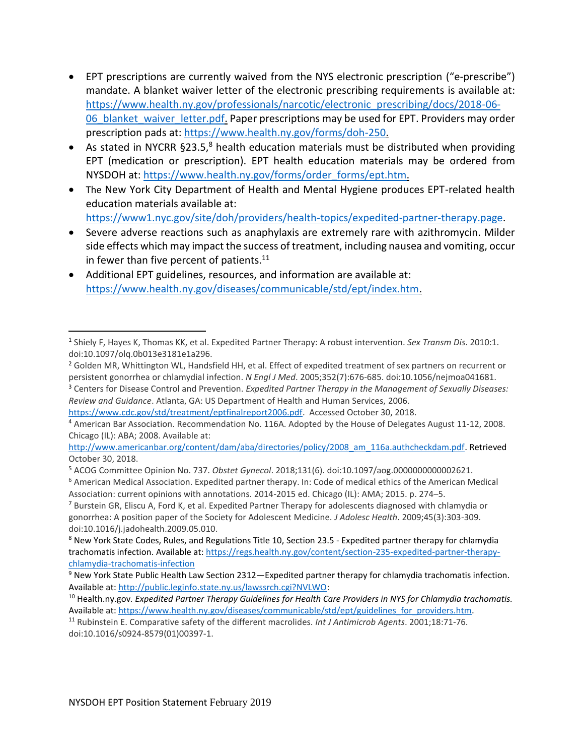- EPT prescriptions are currently waived from the NYS electronic prescription ("e-prescribe") mandate. A blanket waiver letter of the electronic prescribing requirements is available at: https://www.health.ny.gov/professionals/narcotic/electronic_prescribing/docs/2018-06-06_blanket_waiver_letter.pdf. Paper prescriptions may be used for EPT. Providers may order prescription pads at: https://www.health.ny.gov/forms/doh-250.
- As stated in NYCRR §23.5,[8] health education materials must be distributed when providing EPT (medication or prescription). EPT health education materials may be ordered from NYSDOH at: https://www.health.ny.gov/forms/order_forms/ept.htm.
- The New York City Department of Health and Mental Hygiene produces EPT-related health education materials available at: https://www1.nyc.gov/site/doh/providers/health-topics/expedited-partner-therapy.page.
- Severe adverse reactions such as anaphylaxis are extremely rare with azithromycin. Milder side effects which may impact the success of treatment, including nausea and vomiting, occur in fewer than five percent of patients.[11]
- Additional EPT guidelines, resources, and information are available at: https://www.health.ny.gov/diseases/communicable/std/ept/index.htm.

---

[1] Shiely F, Hayes K, Thomas KK, et al. Expedited Partner Therapy: A robust intervention. *Sex Transm Dis*. 2010:1. doi:10.1097/olq.0b013e3181e1a296.

[2] Golden MR, Whittington WL, Handsfield HH, et al. Effect of expedited treatment of sex partners on recurrent or persistent gonorrhea or chlamydial infection. *N Engl J Med*. 2005;352(7):676-685. doi:10.1056/nejmoa041681.

[3] Centers for Disease Control and Prevention. *Expedited Partner Therapy in the Management of Sexually Diseases: Review and Guidance*. Atlanta, GA: US Department of Health and Human Services, 2006. https://www.cdc.gov/std/treatment/eptfinalreport2006.pdf. Accessed October 30, 2018.

[4] American Bar Association. Recommendation No. 116A. Adopted by the House of Delegates August 11-12, 2008. Chicago (IL): ABA; 2008. Available at: http://www.americanbar.org/content/dam/aba/directories/policy/2008_am_116a.authcheckdam.pdf. Retrieved October 30, 2018.

[5] ACOG Committee Opinion No. 737. *Obstet Gynecol*. 2018;131(6). doi:10.1097/aog.0000000000002621.

[6] American Medical Association. Expedited partner therapy. In: Code of medical ethics of the American Medical Association: current opinions with annotations. 2014-2015 ed. Chicago (IL): AMA; 2015. p. 274–5.

[7] Burstein GR, Eliscu A, Ford K, et al. Expedited Partner Therapy for adolescents diagnosed with chlamydia or gonorrhea: A position paper of the Society for Adolescent Medicine. *J Adolesc Health*. 2009;45(3):303-309. doi:10.1016/j.jadohealth.2009.05.010.

[8] New York State Codes, Rules, and Regulations Title 10, Section 23.5 - Expedited partner therapy for chlamydia trachomatis infection. Available at: https://regs.health.ny.gov/content/section-235-expedited-partner-therapy-chlamydia-trachomatis-infection

[9] New York State Public Health Law Section 2312—Expedited partner therapy for chlamydia trachomatis infection. Available at: http://public.leginfo.state.ny.us/lawssrch.cgi?NVLWO:

[10] Health.ny.gov*. Expedited Partner Therapy Guidelines for Health Care Providers in NYS for Chlamydia trachomatis.* Available at: https://www.health.ny.gov/diseases/communicable/std/ept/guidelines_for_providers.htm.

[11] Rubinstein E. Comparative safety of the different macrolides. *Int J Antimicrob Agents*. 2001;18:71-76. doi:10.1016/s0924-8579(01)00397-1.